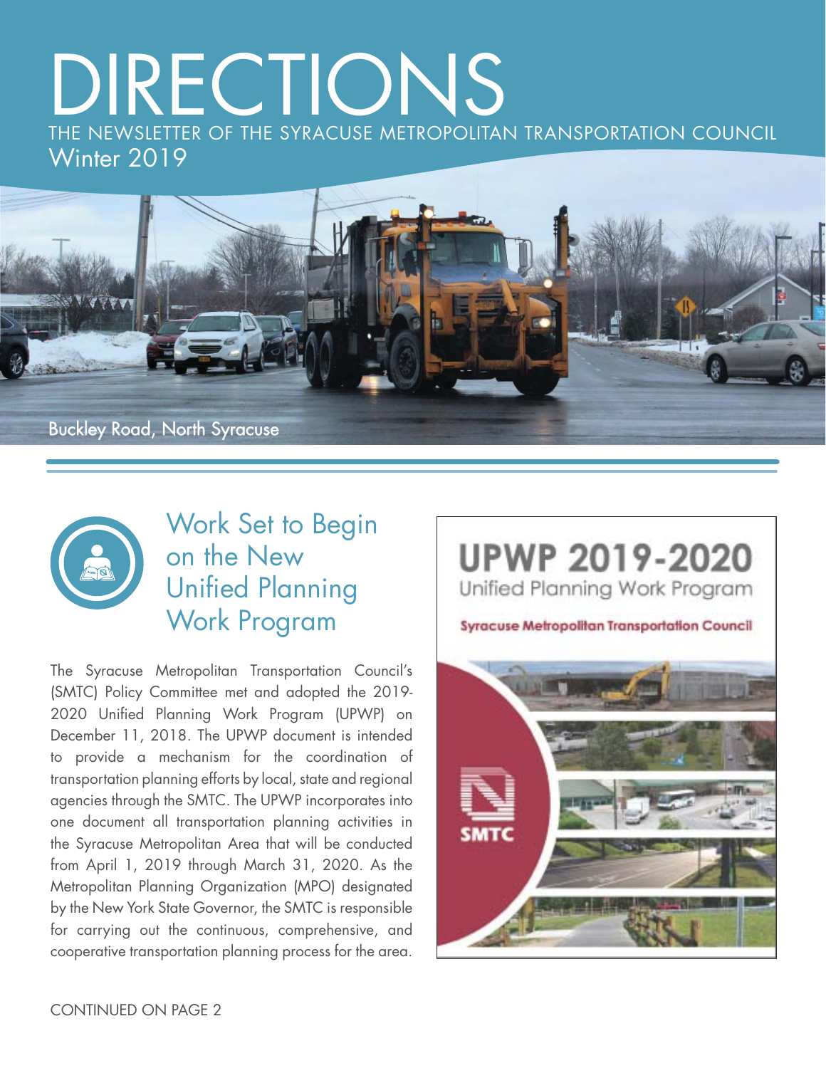# DIRECTIONS

THE NEWSLETTER OF THE SYRACUSE METROPOLITAN TRANSPORTATION COUNCIL

Winter 2019

Buckley Road, North Syracuse

## Work Set to Begin on the New Unified Planning Work Program

The Syracuse Metropolitan Transportation Council's (SMTC) Policy Committee met and adopted the 2019-2020 Unified Planning Work Program (UPWP) on December 11, 2018. The UPWP document is intended to provide a mechanism for the coordination of transportation planning efforts by local, state and regional agencies through the SMTC. The UPWP incorporates into one document all transportation planning activities in the Syracuse Metropolitan Area that will be conducted from April 1, 2019 through March 31, 2020. As the Metropolitan Planning Organization (MPO) designated by the New York State Governor, the SMTC is responsible for carrying out the continuous, comprehensive, and cooperative transportation planning process for the area.

UPWP 2019-2020

Unified Planning Work Program

Syracuse Metropolitan Transportation Council

SMTC

CONTINUED ON PAGE 2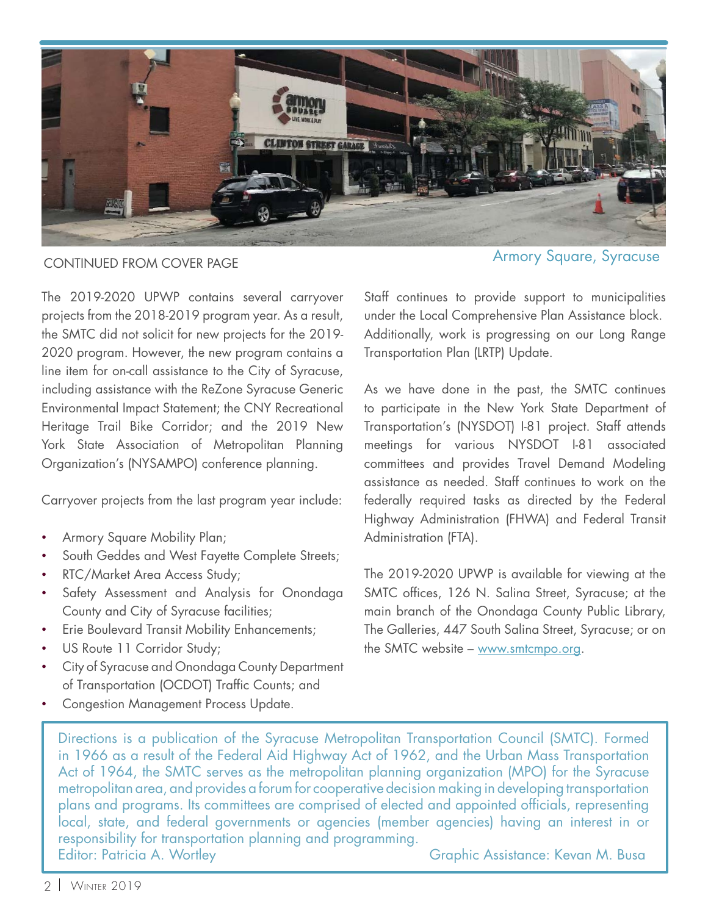Armory Square, Syracuse

CONTINUED FROM COVER PAGE

The 2019-2020 UPWP contains several carryover projects from the 2018-2019 program year. As a result, the SMTC did not solicit for new projects for the 2019-2020 program. However, the new program contains a line item for on-call assistance to the City of Syracuse, including assistance with the ReZone Syracuse Generic Environmental Impact Statement; the CNY Recreational Heritage Trail Bike Corridor; and the 2019 New York State Association of Metropolitan Planning Organization's (NYSAMPO) conference planning.

Carryover projects from the last program year include:

- Armory Square Mobility Plan;
- South Geddes and West Fayette Complete Streets;
- RTC/Market Area Access Study;
- Safety Assessment and Analysis for Onondaga County and City of Syracuse facilities;
- Erie Boulevard Transit Mobility Enhancements;
- US Route 11 Corridor Study;
- City of Syracuse and Onondaga County Department of Transportation (OCDOT) Traffic Counts; and
- Congestion Management Process Update.

Staff continues to provide support to municipalities under the Local Comprehensive Plan Assistance block. Additionally, work is progressing on our Long Range Transportation Plan (LRTP) Update.

As we have done in the past, the SMTC continues to participate in the New York State Department of Transportation's (NYSDOT) I-81 project. Staff attends meetings for various NYSDOT I-81 associated committees and provides Travel Demand Modeling assistance as needed. Staff continues to work on the federally required tasks as directed by the Federal Highway Administration (FHWA) and Federal Transit Administration (FTA).

The 2019-2020 UPWP is available for viewing at the SMTC offices, 126 N. Salina Street, Syracuse; at the main branch of the Onondaga County Public Library, The Galleries, 447 South Salina Street, Syracuse; or on the SMTC website – www.smtcmpo.org.

Directions is a publication of the Syracuse Metropolitan Transportation Council (SMTC). Formed in 1966 as a result of the Federal Aid Highway Act of 1962, and the Urban Mass Transportation Act of 1964, the SMTC serves as the metropolitan planning organization (MPO) for the Syracuse metropolitan area, and provides a forum for cooperative decision making in developing transportation plans and programs. Its committees are comprised of elected and appointed officials, representing local, state, and federal governments or agencies (member agencies) having an interest in or responsibility for transportation planning and programming.
Editor: Patricia A. Wortley Graphic Assistance: Kevan M. Busa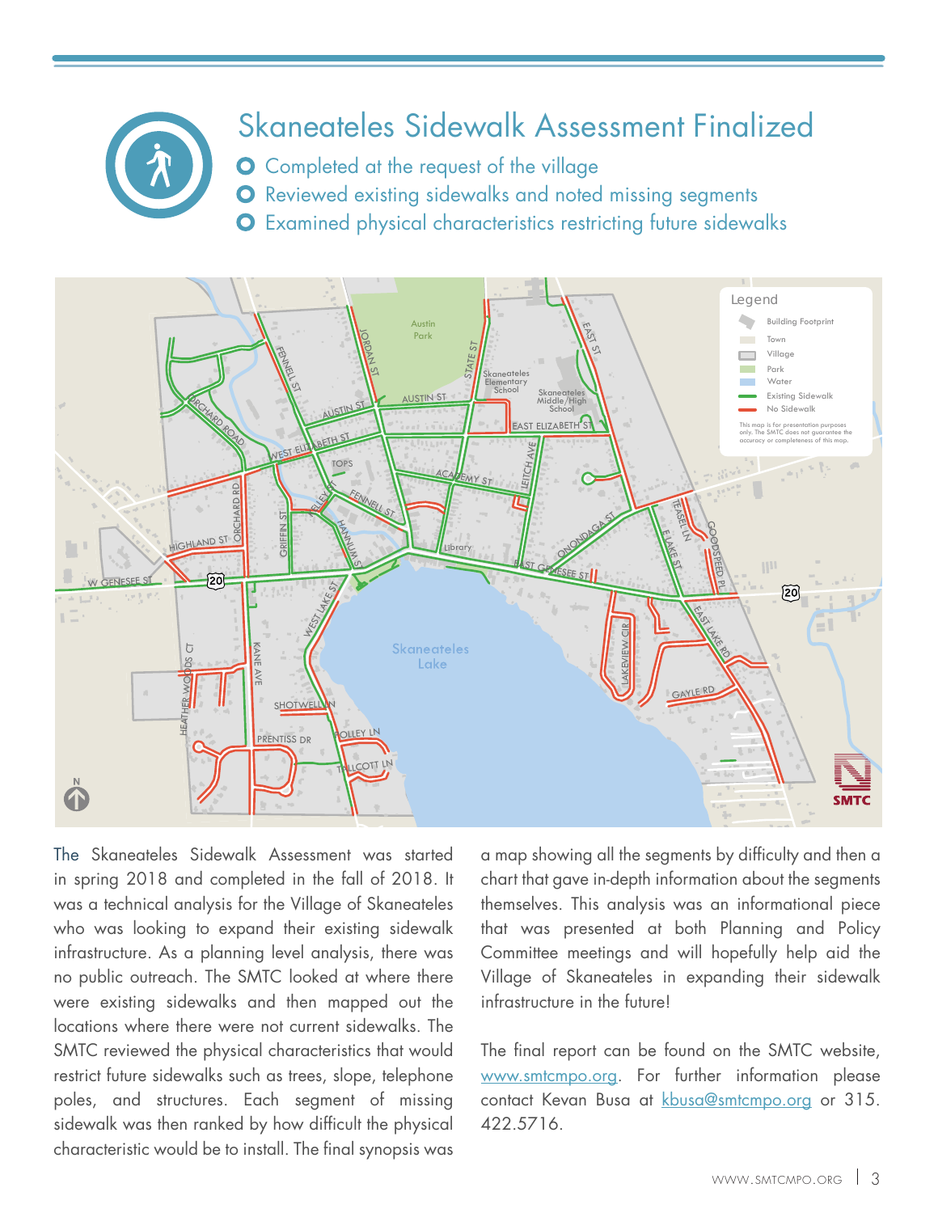# Skaneateles Sidewalk Assessment Finalized

- Completed at the request of the village
- Reviewed existing sidewalks and noted missing segments
- Examined physical characteristics restricting future sidewalks

The Skaneateles Sidewalk Assessment was started in spring 2018 and completed in the fall of 2018. It was a technical analysis for the Village of Skaneateles who was looking to expand their existing sidewalk infrastructure. As a planning level analysis, there was no public outreach. The SMTC looked at where there were existing sidewalks and then mapped out the locations where there were not current sidewalks. The SMTC reviewed the physical characteristics that would restrict future sidewalks such as trees, slope, telephone poles, and structures. Each segment of missing sidewalk was then ranked by how difficult the physical characteristic would be to install. The final synopsis was a map showing all the segments by difficulty and then a chart that gave in-depth information about the segments themselves. This analysis was an informational piece that was presented at both Planning and Policy Committee meetings and will hopefully help aid the Village of Skaneateles in expanding their sidewalk infrastructure in the future!

The final report can be found on the SMTC website, www.smtcmpo.org. For further information please contact Kevan Busa at kbusa@smtcmpo.org or 315.422.5716.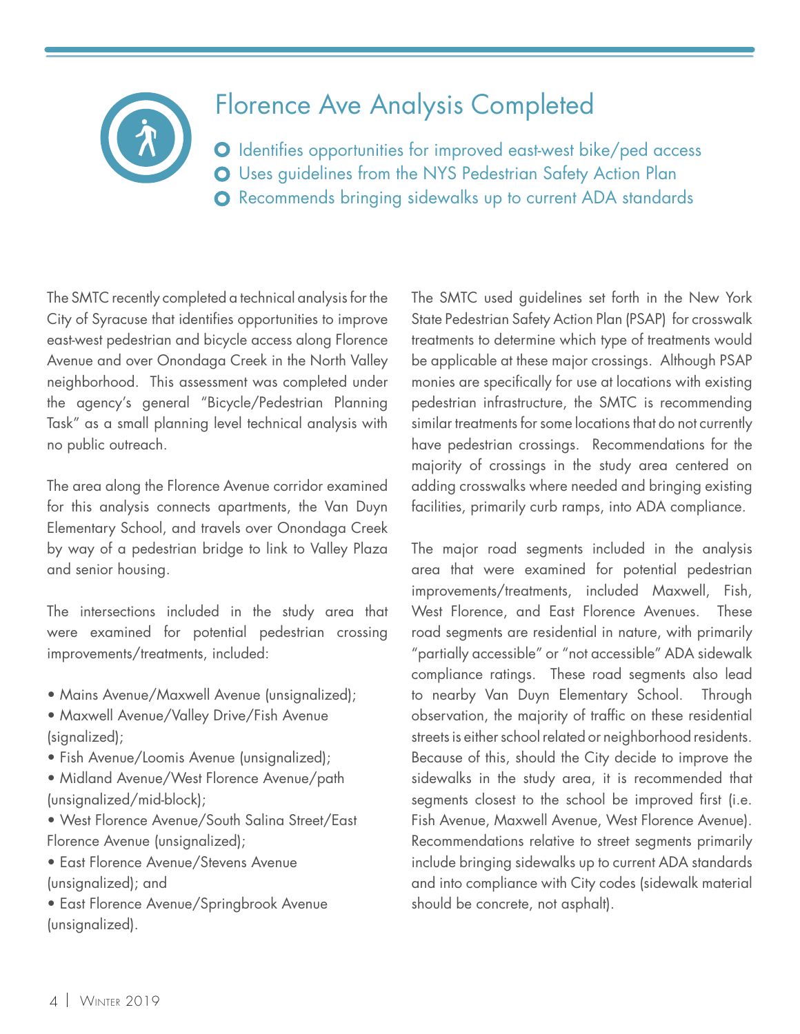# Florence Ave Analysis Completed

- Identifies opportunities for improved east-west bike/ped access
- Uses guidelines from the NYS Pedestrian Safety Action Plan
- Recommends bringing sidewalks up to current ADA standards

The SMTC recently completed a technical analysis for the City of Syracuse that identifies opportunities to improve east-west pedestrian and bicycle access along Florence Avenue and over Onondaga Creek in the North Valley neighborhood. This assessment was completed under the agency's general "Bicycle/Pedestrian Planning Task" as a small planning level technical analysis with no public outreach.

The area along the Florence Avenue corridor examined for this analysis connects apartments, the Van Duyn Elementary School, and travels over Onondaga Creek by way of a pedestrian bridge to link to Valley Plaza and senior housing.

The intersections included in the study area that were examined for potential pedestrian crossing improvements/treatments, included:

- Mains Avenue/Maxwell Avenue (unsignalized);
- Maxwell Avenue/Valley Drive/Fish Avenue (signalized);
- Fish Avenue/Loomis Avenue (unsignalized);
- Midland Avenue/West Florence Avenue/path (unsignalized/mid-block);
- West Florence Avenue/South Salina Street/East Florence Avenue (unsignalized);
- East Florence Avenue/Stevens Avenue (unsignalized); and
- East Florence Avenue/Springbrook Avenue (unsignalized).

The SMTC used guidelines set forth in the New York State Pedestrian Safety Action Plan (PSAP) for crosswalk treatments to determine which type of treatments would be applicable at these major crossings. Although PSAP monies are specifically for use at locations with existing pedestrian infrastructure, the SMTC is recommending similar treatments for some locations that do not currently have pedestrian crossings. Recommendations for the majority of crossings in the study area centered on adding crosswalks where needed and bringing existing facilities, primarily curb ramps, into ADA compliance.

The major road segments included in the analysis area that were examined for potential pedestrian improvements/treatments, included Maxwell, Fish, West Florence, and East Florence Avenues. These road segments are residential in nature, with primarily "partially accessible" or "not accessible" ADA sidewalk compliance ratings. These road segments also lead to nearby Van Duyn Elementary School. Through observation, the majority of traffic on these residential streets is either school related or neighborhood residents. Because of this, should the City decide to improve the sidewalks in the study area, it is recommended that segments closest to the school be improved first (i.e. Fish Avenue, Maxwell Avenue, West Florence Avenue). Recommendations relative to street segments primarily include bringing sidewalks up to current ADA standards and into compliance with City codes (sidewalk material should be concrete, not asphalt).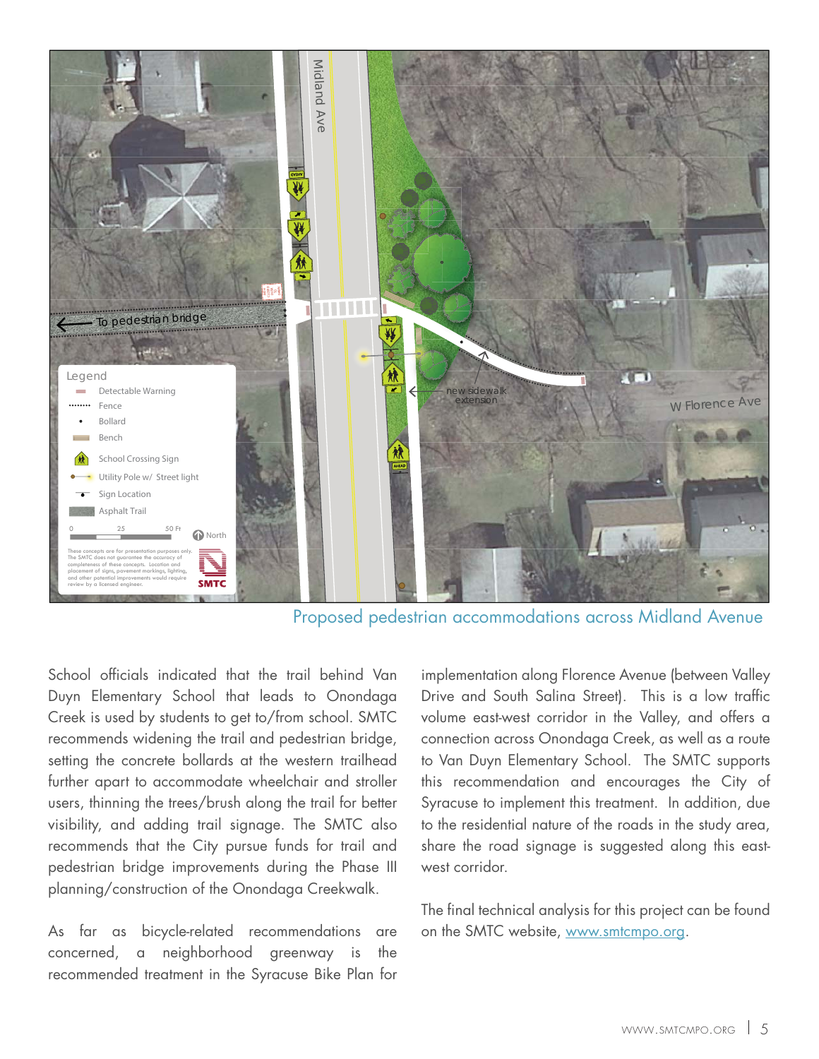Proposed pedestrian accommodations across Midland Avenue

School officials indicated that the trail behind Van Duyn Elementary School that leads to Onondaga Creek is used by students to get to/from school. SMTC recommends widening the trail and pedestrian bridge, setting the concrete bollards at the western trailhead further apart to accommodate wheelchair and stroller users, thinning the trees/brush along the trail for better visibility, and adding trail signage. The SMTC also recommends that the City pursue funds for trail and pedestrian bridge improvements during the Phase III planning/construction of the Onondaga Creekwalk.

As far as bicycle-related recommendations are concerned, a neighborhood greenway is the recommended treatment in the Syracuse Bike Plan for implementation along Florence Avenue (between Valley Drive and South Salina Street). This is a low traffic volume east-west corridor in the Valley, and offers a connection across Onondaga Creek, as well as a route to Van Duyn Elementary School. The SMTC supports this recommendation and encourages the City of Syracuse to implement this treatment. In addition, due to the residential nature of the roads in the study area, share the road signage is suggested along this east-west corridor.

The final technical analysis for this project can be found on the SMTC website, www.smtcmpo.org.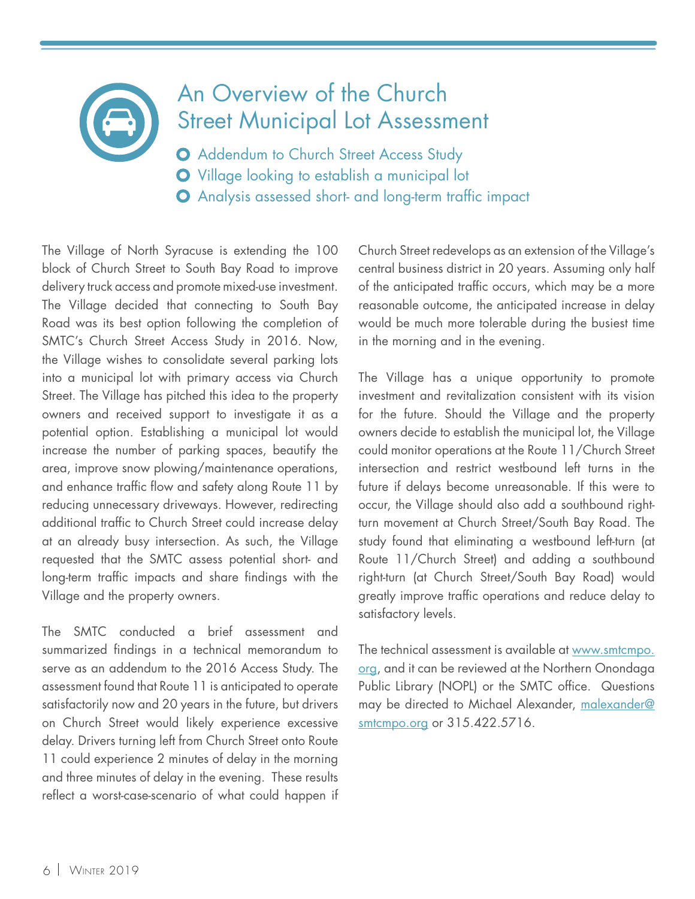# An Overview of the Church Street Municipal Lot Assessment

- Addendum to Church Street Access Study
- Village looking to establish a municipal lot
- Analysis assessed short- and long-term traffic impact

The Village of North Syracuse is extending the 100 block of Church Street to South Bay Road to improve delivery truck access and promote mixed-use investment. The Village decided that connecting to South Bay Road was its best option following the completion of SMTC's Church Street Access Study in 2016. Now, the Village wishes to consolidate several parking lots into a municipal lot with primary access via Church Street. The Village has pitched this idea to the property owners and received support to investigate it as a potential option. Establishing a municipal lot would increase the number of parking spaces, beautify the area, improve snow plowing/maintenance operations, and enhance traffic flow and safety along Route 11 by reducing unnecessary driveways. However, redirecting additional traffic to Church Street could increase delay at an already busy intersection. As such, the Village requested that the SMTC assess potential short- and long-term traffic impacts and share findings with the Village and the property owners.

The SMTC conducted a brief assessment and summarized findings in a technical memorandum to serve as an addendum to the 2016 Access Study. The assessment found that Route 11 is anticipated to operate satisfactorily now and 20 years in the future, but drivers on Church Street would likely experience excessive delay. Drivers turning left from Church Street onto Route 11 could experience 2 minutes of delay in the morning and three minutes of delay in the evening. These results reflect a worst-case-scenario of what could happen if Church Street redevelops as an extension of the Village's central business district in 20 years. Assuming only half of the anticipated traffic occurs, which may be a more reasonable outcome, the anticipated increase in delay would be much more tolerable during the busiest time in the morning and in the evening.

The Village has a unique opportunity to promote investment and revitalization consistent with its vision for the future. Should the Village and the property owners decide to establish the municipal lot, the Village could monitor operations at the Route 11/Church Street intersection and restrict westbound left turns in the future if delays become unreasonable. If this were to occur, the Village should also add a southbound right-turn movement at Church Street/South Bay Road. The study found that eliminating a westbound left-turn (at Route 11/Church Street) and adding a southbound right-turn (at Church Street/South Bay Road) would greatly improve traffic operations and reduce delay to satisfactory levels.

The technical assessment is available at www.smtcmpo.org, and it can be reviewed at the Northern Onondaga Public Library (NOPL) or the SMTC office. Questions may be directed to Michael Alexander, malexander@smtcmpo.org or 315.422.5716.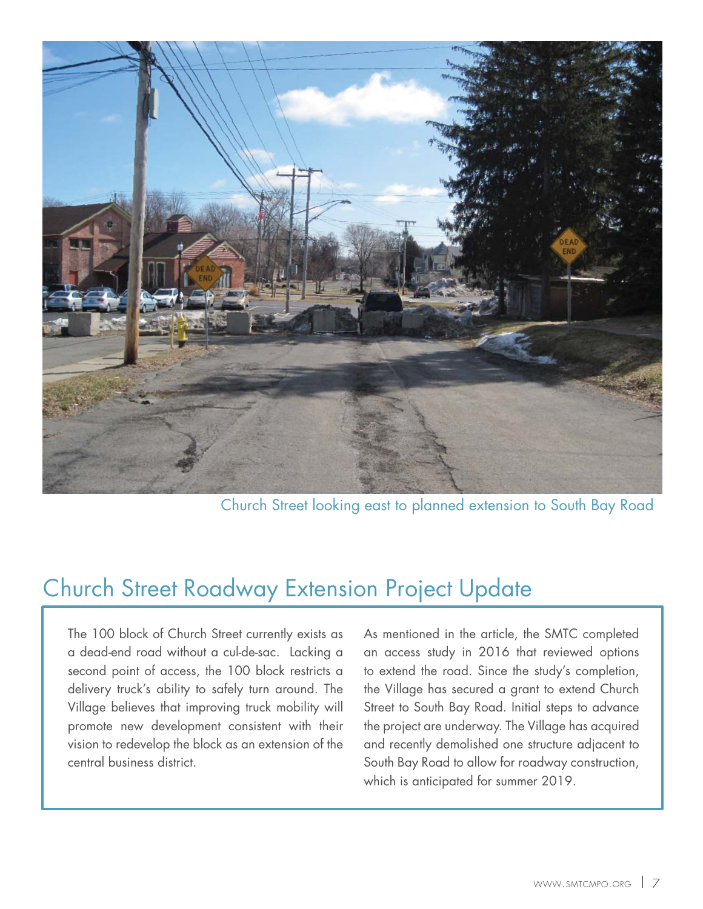Church Street looking east to planned extension to South Bay Road

## Church Street Roadway Extension Project Update

The 100 block of Church Street currently exists as a dead-end road without a cul-de-sac. Lacking a second point of access, the 100 block restricts a delivery truck's ability to safely turn around. The Village believes that improving truck mobility will promote new development consistent with their vision to redevelop the block as an extension of the central business district.

As mentioned in the article, the SMTC completed an access study in 2016 that reviewed options to extend the road. Since the study's completion, the Village has secured a grant to extend Church Street to South Bay Road. Initial steps to advance the project are underway. The Village has acquired and recently demolished one structure adjacent to South Bay Road to allow for roadway construction, which is anticipated for summer 2019.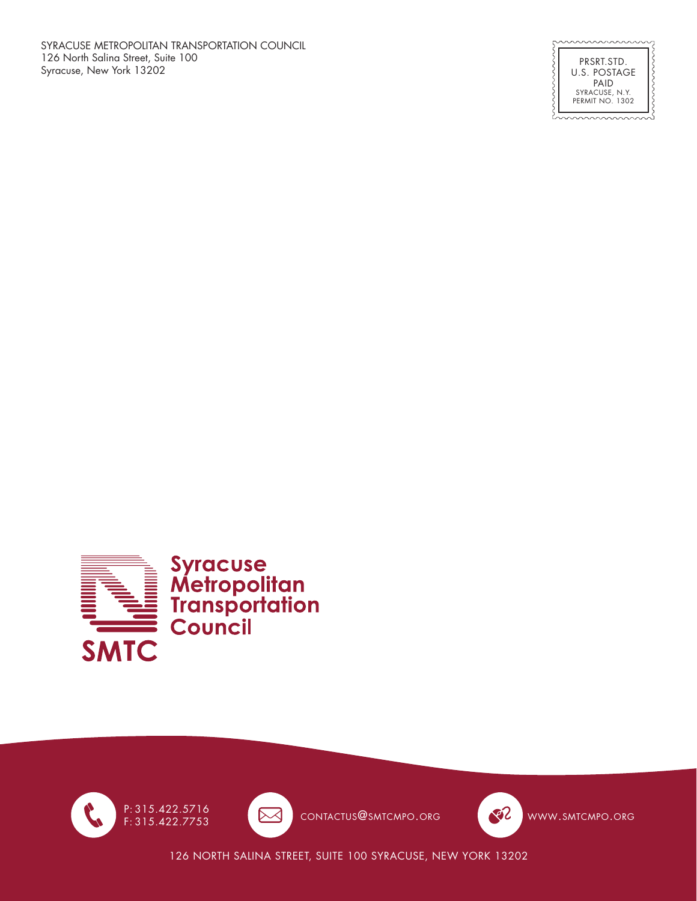SYRACUSE METROPOLITAN TRANSPORTATION COUNCIL
126 North Salina Street, Suite 100
Syracuse, New York 13202

PRSRT.STD.
U.S. POSTAGE
PAID
SYRACUSE, N.Y.
PERMIT NO. 1302

Syracuse
Metropolitan
Transportation
Council

SMTC

P: 315.422.5716
F: 315.422.7753

CONTACTUS@SMTCMPO.ORG

WWW.SMTCMPO.ORG

126 NORTH SALINA STREET, SUITE 100 SYRACUSE, NEW YORK 13202